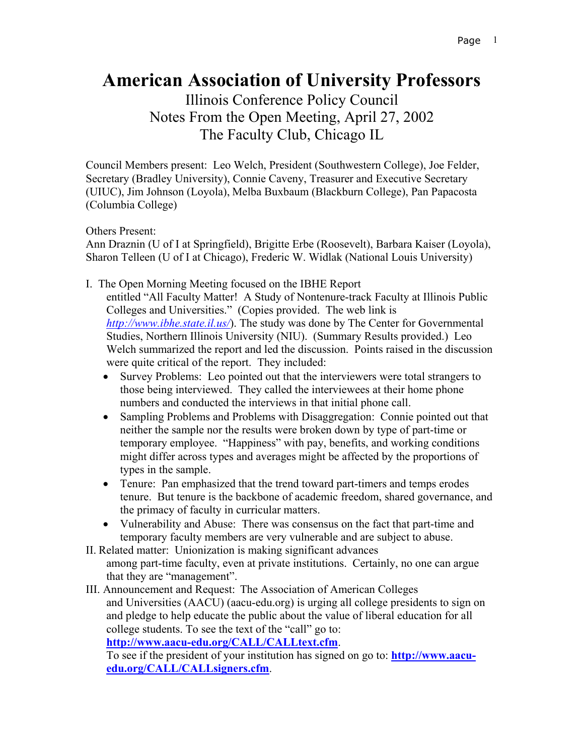# American Association of University Professors

## Illinois Conference Policy Council
## Notes From the Open Meeting, April 27, 2002
## The Faculty Club, Chicago IL

Council Members present: Leo Welch, President (Southwestern College), Joe Felder, Secretary (Bradley University), Connie Caveny, Treasurer and Executive Secretary (UIUC), Jim Johnson (Loyola), Melba Buxbaum (Blackburn College), Pan Papacosta (Columbia College)

Others Present:
Ann Draznin (U of I at Springfield), Brigitte Erbe (Roosevelt), Barbara Kaiser (Loyola), Sharon Telleen (U of I at Chicago), Frederic W. Widlak (National Louis University)

I. The Open Morning Meeting focused on the IBHE Report entitled "All Faculty Matter! A Study of Nontenure-track Faculty at Illinois Public Colleges and Universities." (Copies provided. The web link is *http://www.ibhe.state.il.us/*). The study was done by The Center for Governmental Studies, Northern Illinois University (NIU). (Summary Results provided.) Leo Welch summarized the report and led the discussion. Points raised in the discussion were quite critical of the report. They included:

- Survey Problems: Leo pointed out that the interviewers were total strangers to those being interviewed. They called the interviewees at their home phone numbers and conducted the interviews in that initial phone call.
- Sampling Problems and Problems with Disaggregation: Connie pointed out that neither the sample nor the results were broken down by type of part-time or temporary employee. "Happiness" with pay, benefits, and working conditions might differ across types and averages might be affected by the proportions of types in the sample.
- Tenure: Pan emphasized that the trend toward part-timers and temps erodes tenure. But tenure is the backbone of academic freedom, shared governance, and the primacy of faculty in curricular matters.
- Vulnerability and Abuse: There was consensus on the fact that part-time and temporary faculty members are very vulnerable and are subject to abuse.

II. Related matter: Unionization is making significant advances among part-time faculty, even at private institutions. Certainly, no one can argue that they are "management".

III. Announcement and Request: The Association of American Colleges and Universities (AACU) (aacu-edu.org) is urging all college presidents to sign on and pledge to help educate the public about the value of liberal education for all college students. To see the text of the "call" go to: **http://www.aacu-edu.org/CALL/CALLtext.cfm**.
To see if the president of your institution has signed on go to: **http://www.aacu-edu.org/CALL/CALLsigners.cfm**.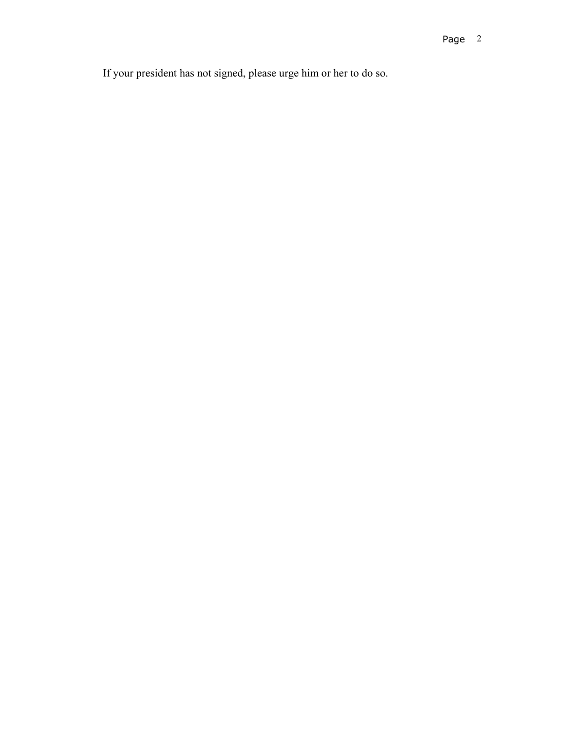If your president has not signed, please urge him or her to do so.